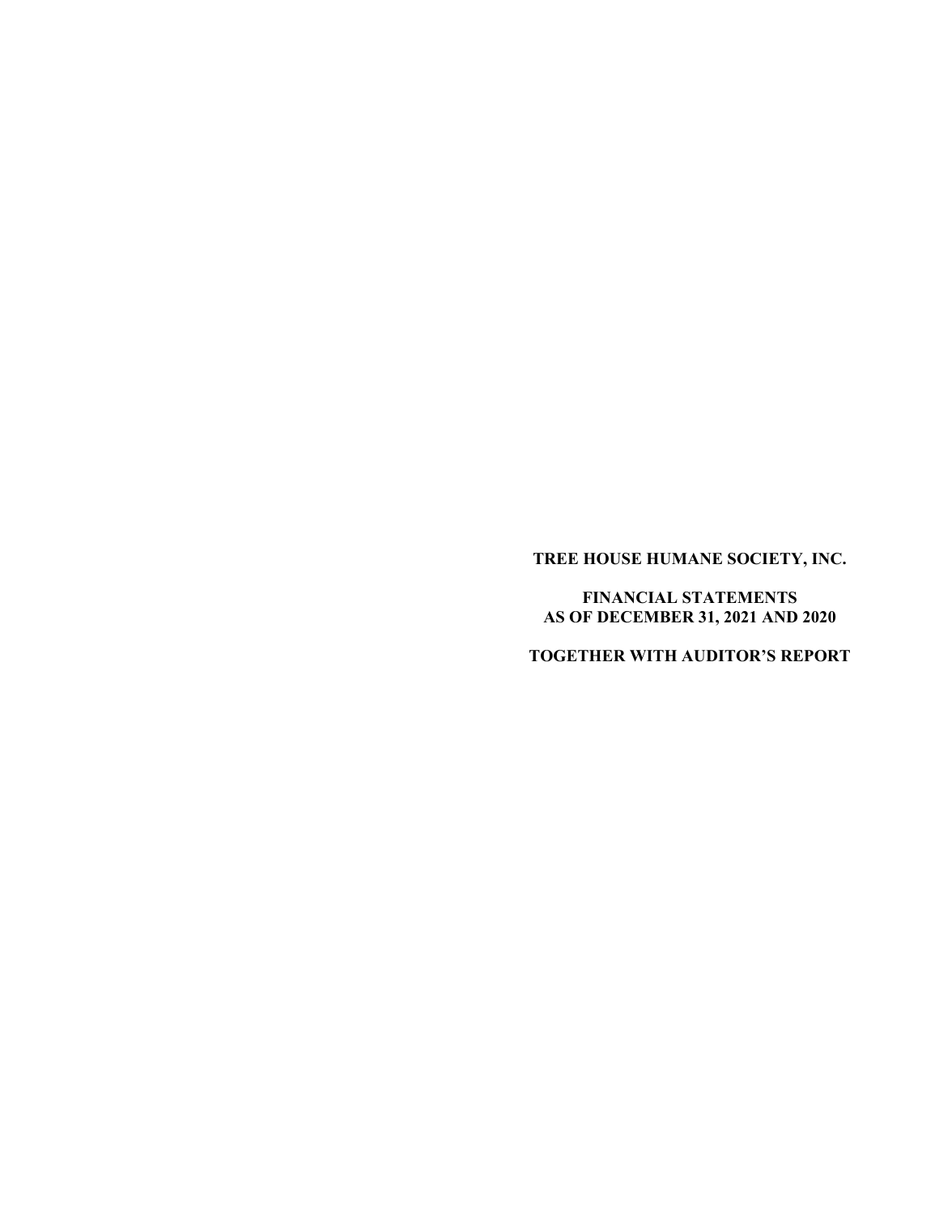**TREE HOUSE HUMANE SOCIETY, INC.**

**FINANCIAL STATEMENTS**
**AS OF DECEMBER 31, 2021 AND 2020**

**TOGETHER WITH AUDITOR'S REPORT**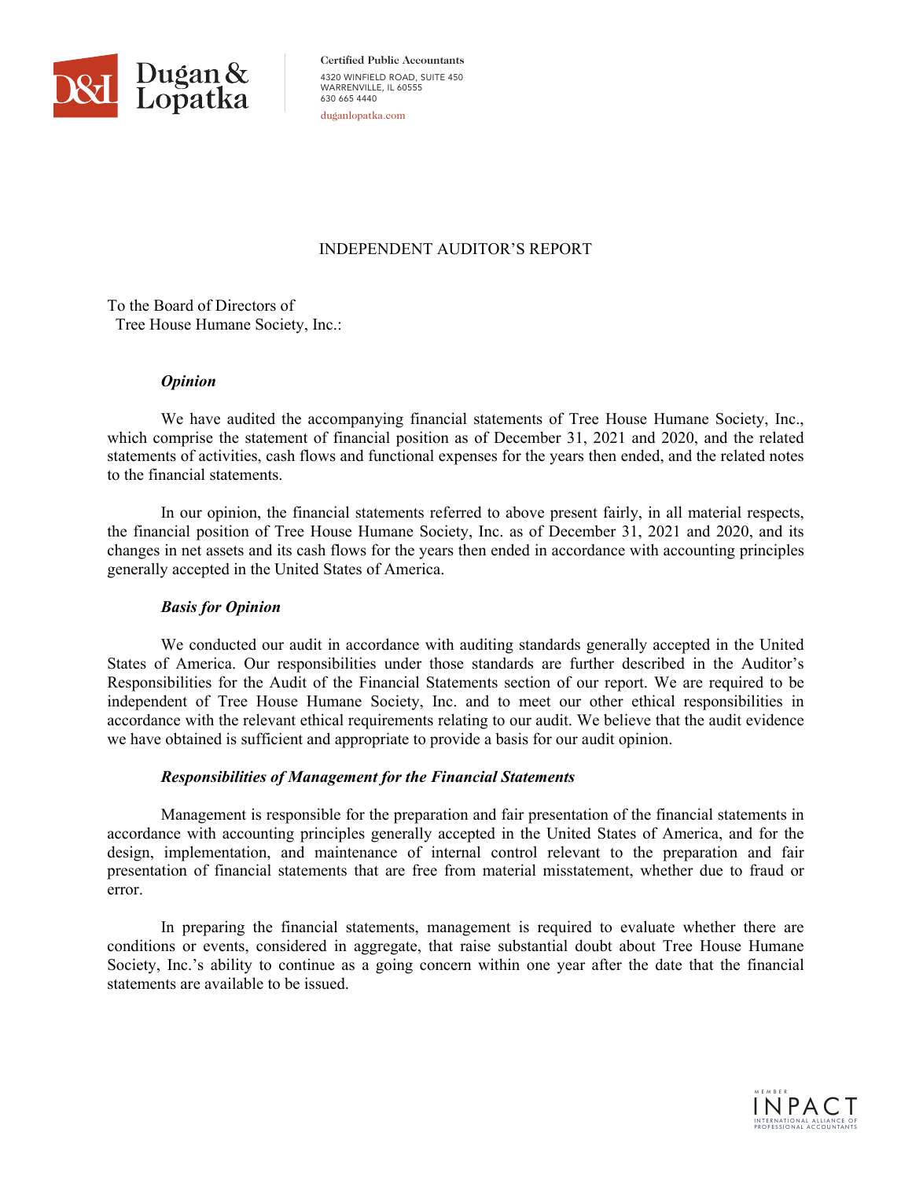Dugan & Lopatka

Certified Public Accountants
4320 WINFIELD ROAD, SUITE 450
WARRENVILLE, IL 60555
630 665 4440
duganlopatka.com

# INDEPENDENT AUDITOR'S REPORT

To the Board of Directors of
Tree House Humane Society, Inc.:

***Opinion***

We have audited the accompanying financial statements of Tree House Humane Society, Inc., which comprise the statement of financial position as of December 31, 2021 and 2020, and the related statements of activities, cash flows and functional expenses for the years then ended, and the related notes to the financial statements.

In our opinion, the financial statements referred to above present fairly, in all material respects, the financial position of Tree House Humane Society, Inc. as of December 31, 2021 and 2020, and its changes in net assets and its cash flows for the years then ended in accordance with accounting principles generally accepted in the United States of America.

***Basis for Opinion***

We conducted our audit in accordance with auditing standards generally accepted in the United States of America. Our responsibilities under those standards are further described in the Auditor's Responsibilities for the Audit of the Financial Statements section of our report. We are required to be independent of Tree House Humane Society, Inc. and to meet our other ethical responsibilities in accordance with the relevant ethical requirements relating to our audit. We believe that the audit evidence we have obtained is sufficient and appropriate to provide a basis for our audit opinion.

***Responsibilities of Management for the Financial Statements***

Management is responsible for the preparation and fair presentation of the financial statements in accordance with accounting principles generally accepted in the United States of America, and for the design, implementation, and maintenance of internal control relevant to the preparation and fair presentation of financial statements that are free from material misstatement, whether due to fraud or error.

In preparing the financial statements, management is required to evaluate whether there are conditions or events, considered in aggregate, that raise substantial doubt about Tree House Humane Society, Inc.'s ability to continue as a going concern within one year after the date that the financial statements are available to be issued.

MEMBER INPACT INTERNATIONAL ALLIANCE OF PROFESSIONAL ACCOUNTANTS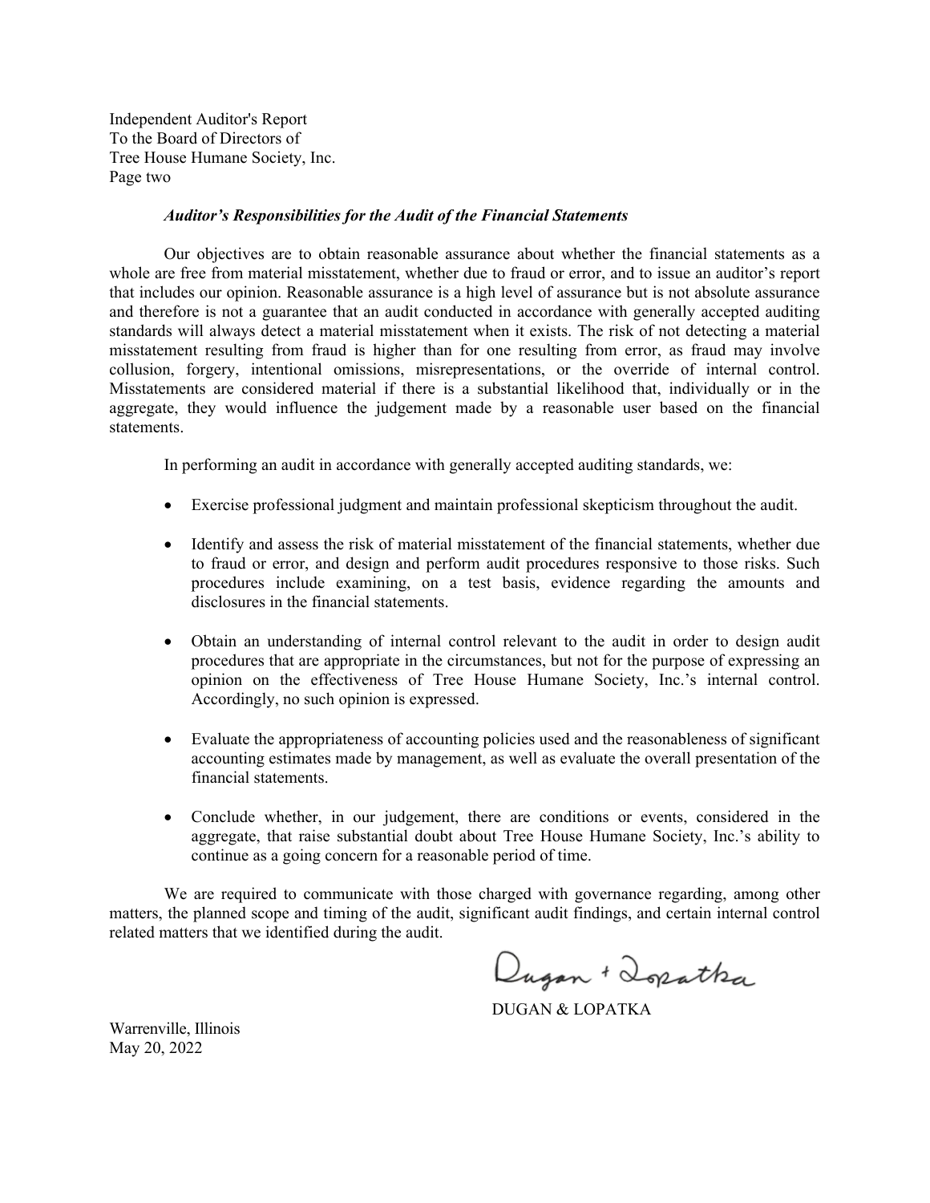Independent Auditor's Report
To the Board of Directors of
Tree House Humane Society, Inc.
Page two

***Auditor's Responsibilities for the Audit of the Financial Statements***

Our objectives are to obtain reasonable assurance about whether the financial statements as a whole are free from material misstatement, whether due to fraud or error, and to issue an auditor's report that includes our opinion. Reasonable assurance is a high level of assurance but is not absolute assurance and therefore is not a guarantee that an audit conducted in accordance with generally accepted auditing standards will always detect a material misstatement when it exists. The risk of not detecting a material misstatement resulting from fraud is higher than for one resulting from error, as fraud may involve collusion, forgery, intentional omissions, misrepresentations, or the override of internal control. Misstatements are considered material if there is a substantial likelihood that, individually or in the aggregate, they would influence the judgement made by a reasonable user based on the financial statements.

In performing an audit in accordance with generally accepted auditing standards, we:

- Exercise professional judgment and maintain professional skepticism throughout the audit.

- Identify and assess the risk of material misstatement of the financial statements, whether due to fraud or error, and design and perform audit procedures responsive to those risks. Such procedures include examining, on a test basis, evidence regarding the amounts and disclosures in the financial statements.

- Obtain an understanding of internal control relevant to the audit in order to design audit procedures that are appropriate in the circumstances, but not for the purpose of expressing an opinion on the effectiveness of Tree House Humane Society, Inc.'s internal control. Accordingly, no such opinion is expressed.

- Evaluate the appropriateness of accounting policies used and the reasonableness of significant accounting estimates made by management, as well as evaluate the overall presentation of the financial statements.

- Conclude whether, in our judgement, there are conditions or events, considered in the aggregate, that raise substantial doubt about Tree House Humane Society, Inc.'s ability to continue as a going concern for a reasonable period of time.

We are required to communicate with those charged with governance regarding, among other matters, the planned scope and timing of the audit, significant audit findings, and certain internal control related matters that we identified during the audit.

Dugan + Lopatka

DUGAN & LOPATKA

Warrenville, Illinois
May 20, 2022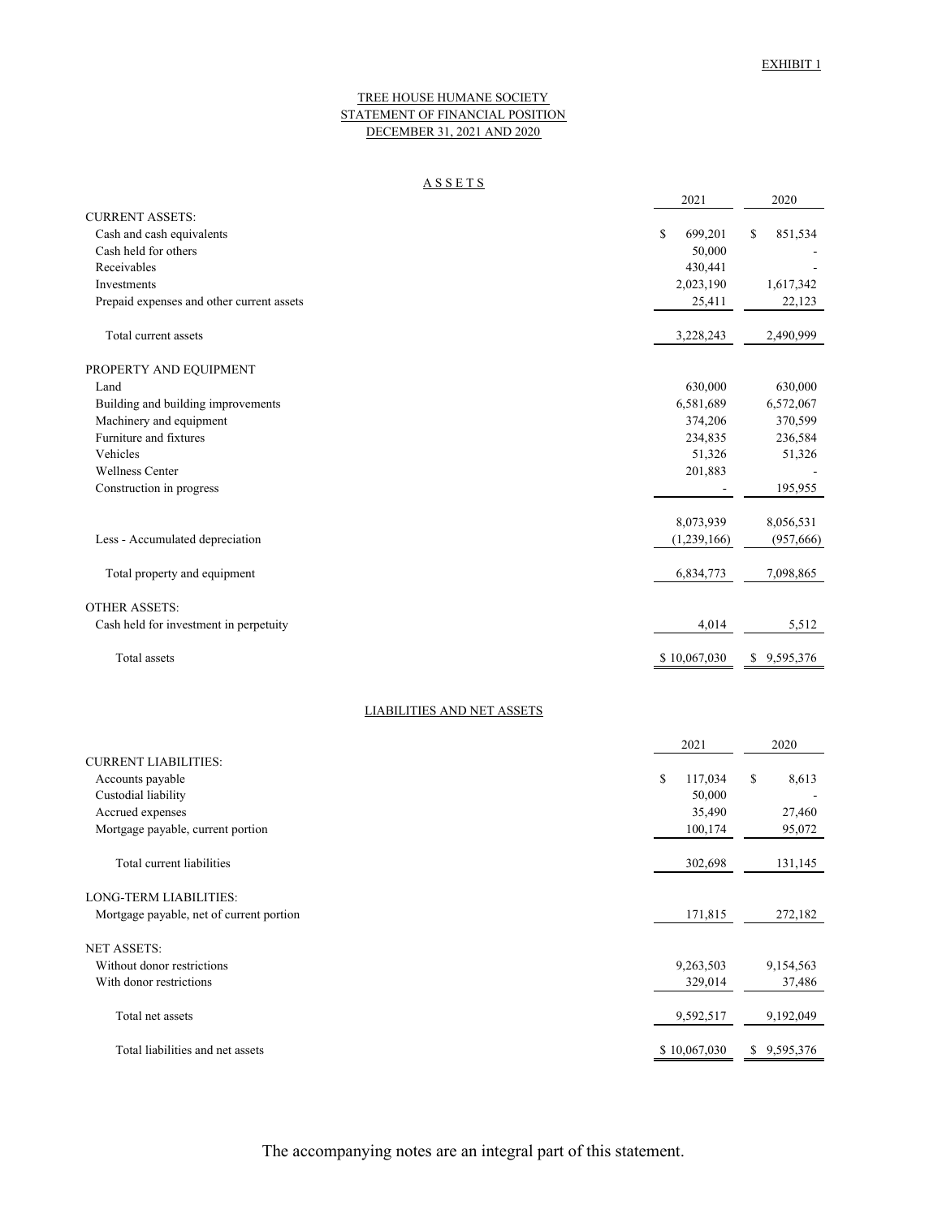EXHIBIT 1

# TREE HOUSE HUMANE SOCIETY
## STATEMENT OF FINANCIAL POSITION
### DECEMBER 31, 2021 AND 2020

#### A S S E T S

| | 2021 | 2020 |
|---|---|---|
| CURRENT ASSETS: | | |
| Cash and cash equivalents | $ 699,201 | $ 851,534 |
| Cash held for others | 50,000 | - |
| Receivables | 430,441 | - |
| Investments | 2,023,190 | 1,617,342 |
| Prepaid expenses and other current assets | 25,411 | 22,123 |
| Total current assets | 3,228,243 | 2,490,999 |
| PROPERTY AND EQUIPMENT | | |
| Land | 630,000 | 630,000 |
| Building and building improvements | 6,581,689 | 6,572,067 |
| Machinery and equipment | 374,206 | 370,599 |
| Furniture and fixtures | 234,835 | 236,584 |
| Vehicles | 51,326 | 51,326 |
| Wellness Center | 201,883 | - |
| Construction in progress | - | 195,955 |
| | 8,073,939 | 8,056,531 |
| Less - Accumulated depreciation | (1,239,166) | (957,666) |
| Total property and equipment | 6,834,773 | 7,098,865 |
| OTHER ASSETS: | | |
| Cash held for investment in perpetuity | 4,014 | 5,512 |
| Total assets | $ 10,067,030 | $ 9,595,376 |

#### LIABILITIES AND NET ASSETS

| | 2021 | 2020 |
|---|---|---|
| CURRENT LIABILITIES: | | |
| Accounts payable | $ 117,034 | $ 8,613 |
| Custodial liability | 50,000 | - |
| Accrued expenses | 35,490 | 27,460 |
| Mortgage payable, current portion | 100,174 | 95,072 |
| Total current liabilities | 302,698 | 131,145 |
| LONG-TERM LIABILITIES: | | |
| Mortgage payable, net of current portion | 171,815 | 272,182 |
| NET ASSETS: | | |
| Without donor restrictions | 9,263,503 | 9,154,563 |
| With donor restrictions | 329,014 | 37,486 |
| Total net assets | 9,592,517 | 9,192,049 |
| Total liabilities and net assets | $ 10,067,030 | $ 9,595,376 |

The accompanying notes are an integral part of this statement.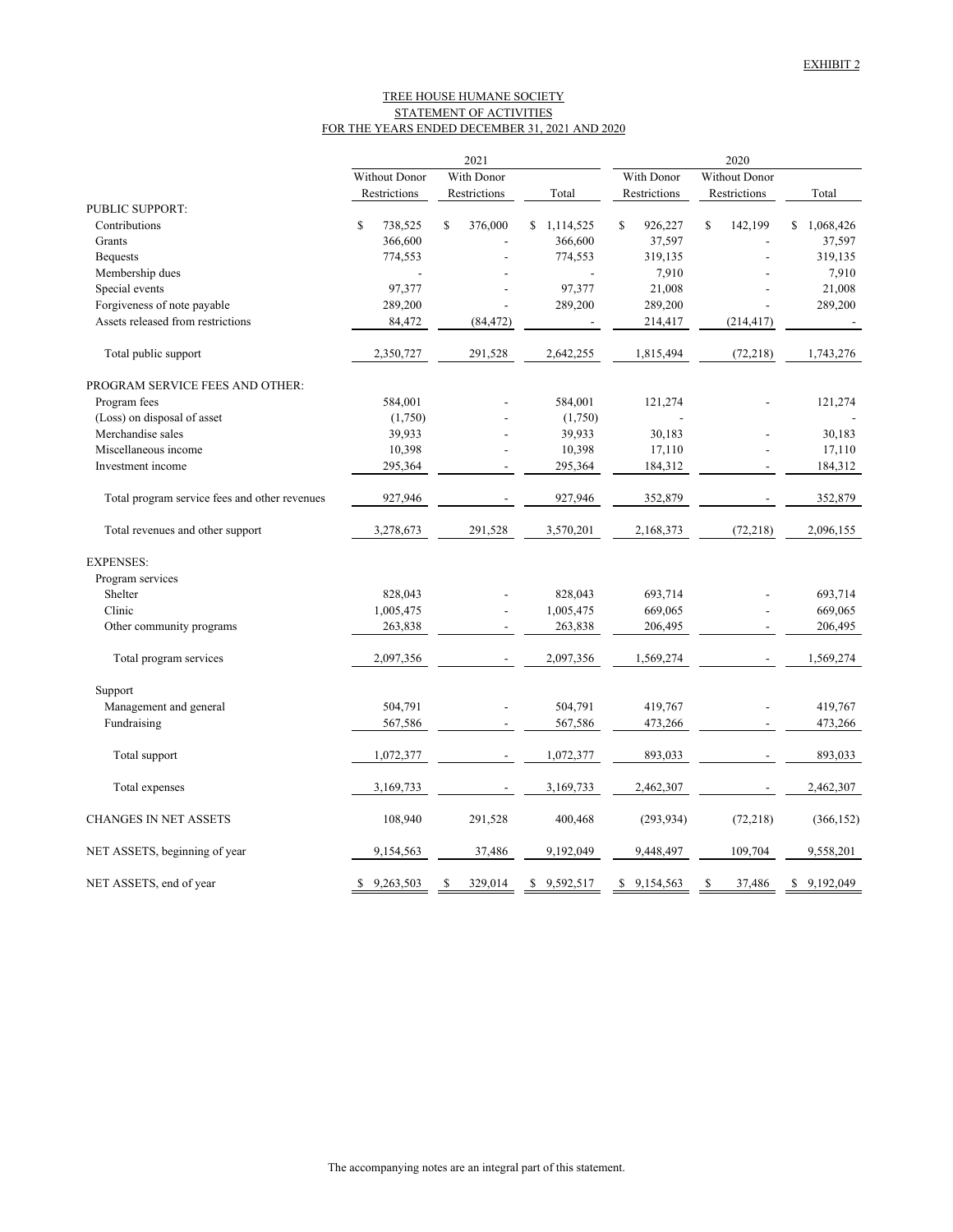EXHIBIT 2

# TREE HOUSE HUMANE SOCIETY
## STATEMENT OF ACTIVITIES
### FOR THE YEARS ENDED DECEMBER 31, 2021 AND 2020

| | 2021 | | | 2020 | | |
|---|---|---|---|---|---|---|
| | Without Donor Restrictions | With Donor Restrictions | Total | With Donor Restrictions | Without Donor Restrictions | Total |
| PUBLIC SUPPORT: | | | | | | |
| Contributions | $ 738,525 | $ 376,000 | $ 1,114,525 | $ 926,227 | $ 142,199 | $ 1,068,426 |
| Grants | 366,600 | - | 366,600 | 37,597 | - | 37,597 |
| Bequests | 774,553 | - | 774,553 | 319,135 | - | 319,135 |
| Membership dues | - | - | - | 7,910 | - | 7,910 |
| Special events | 97,377 | - | 97,377 | 21,008 | - | 21,008 |
| Forgiveness of note payable | 289,200 | - | 289,200 | 289,200 | - | 289,200 |
| Assets released from restrictions | 84,472 | (84,472) | - | 214,417 | (214,417) | - |
| Total public support | 2,350,727 | 291,528 | 2,642,255 | 1,815,494 | (72,218) | 1,743,276 |
| PROGRAM SERVICE FEES AND OTHER: | | | | | | |
| Program fees | 584,001 | - | 584,001 | 121,274 | - | 121,274 |
| (Loss) on disposal of asset | (1,750) | - | (1,750) | - | | - |
| Merchandise sales | 39,933 | - | 39,933 | 30,183 | - | 30,183 |
| Miscellaneous income | 10,398 | - | 10,398 | 17,110 | - | 17,110 |
| Investment income | 295,364 | - | 295,364 | 184,312 | - | 184,312 |
| Total program service fees and other revenues | 927,946 | - | 927,946 | 352,879 | - | 352,879 |
| Total revenues and other support | 3,278,673 | 291,528 | 3,570,201 | 2,168,373 | (72,218) | 2,096,155 |
| EXPENSES: | | | | | | |
| Program services | | | | | | |
| Shelter | 828,043 | - | 828,043 | 693,714 | - | 693,714 |
| Clinic | 1,005,475 | - | 1,005,475 | 669,065 | - | 669,065 |
| Other community programs | 263,838 | - | 263,838 | 206,495 | - | 206,495 |
| Total program services | 2,097,356 | - | 2,097,356 | 1,569,274 | - | 1,569,274 |
| Support | | | | | | |
| Management and general | 504,791 | - | 504,791 | 419,767 | - | 419,767 |
| Fundraising | 567,586 | - | 567,586 | 473,266 | - | 473,266 |
| Total support | 1,072,377 | - | 1,072,377 | 893,033 | - | 893,033 |
| Total expenses | 3,169,733 | - | 3,169,733 | 2,462,307 | - | 2,462,307 |
| CHANGES IN NET ASSETS | 108,940 | 291,528 | 400,468 | (293,934) | (72,218) | (366,152) |
| NET ASSETS, beginning of year | 9,154,563 | 37,486 | 9,192,049 | 9,448,497 | 109,704 | 9,558,201 |
| NET ASSETS, end of year | $ 9,263,503 | $ 329,014 | $ 9,592,517 | $ 9,154,563 | $ 37,486 | $ 9,192,049 |

The accompanying notes are an integral part of this statement.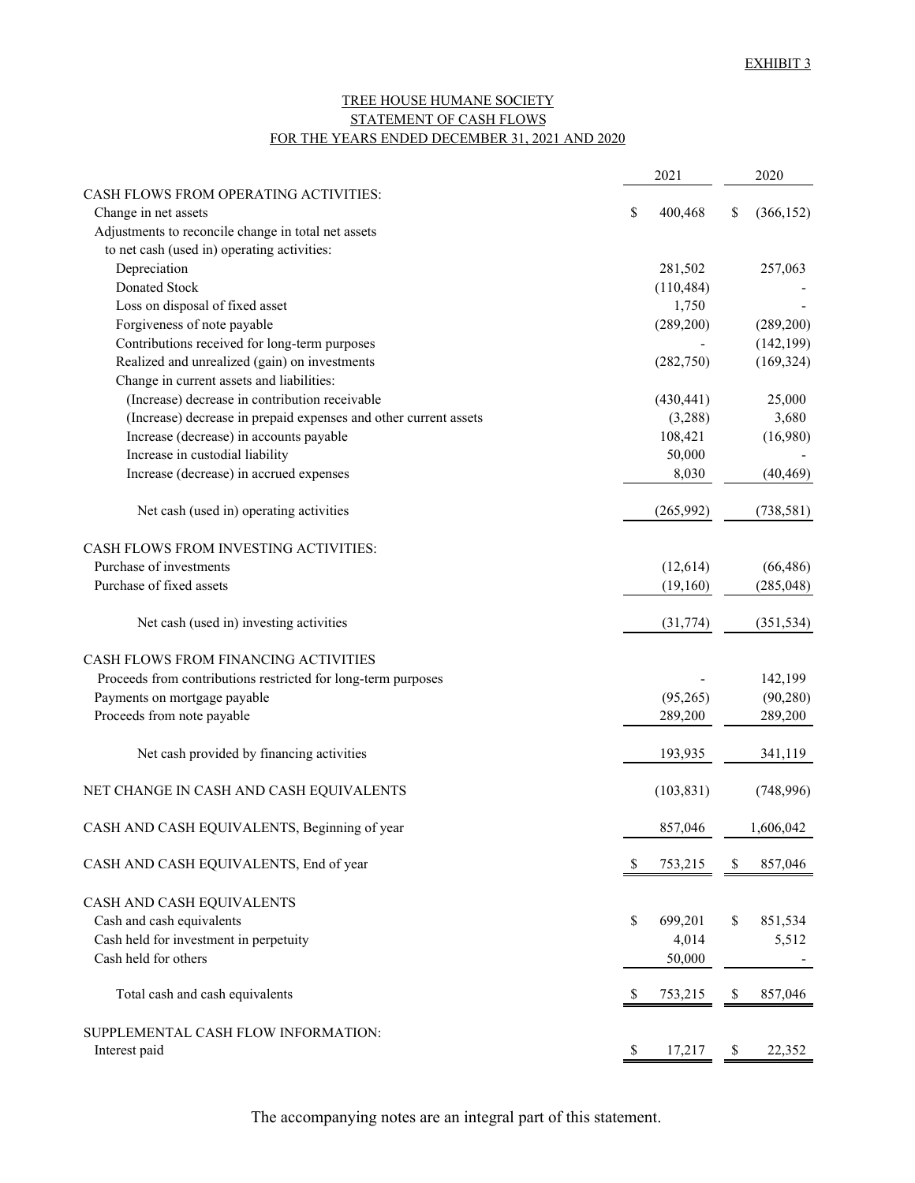EXHIBIT 3

# TREE HOUSE HUMANE SOCIETY
## STATEMENT OF CASH FLOWS
### FOR THE YEARS ENDED DECEMBER 31, 2021 AND 2020

| | 2021 | 2020 |
|---|---|---|
| CASH FLOWS FROM OPERATING ACTIVITIES: | | |
| Change in net assets | $ 400,468 | $ (366,152) |
| Adjustments to reconcile change in total net assets to net cash (used in) operating activities: | | |
| Depreciation | 281,502 | 257,063 |
| Donated Stock | (110,484) | - |
| Loss on disposal of fixed asset | 1,750 | - |
| Forgiveness of note payable | (289,200) | (289,200) |
| Contributions received for long-term purposes | - | (142,199) |
| Realized and unrealized (gain) on investments | (282,750) | (169,324) |
| Change in current assets and liabilities: | | |
| (Increase) decrease in contribution receivable | (430,441) | 25,000 |
| (Increase) decrease in prepaid expenses and other current assets | (3,288) | 3,680 |
| Increase (decrease) in accounts payable | 108,421 | (16,980) |
| Increase in custodial liability | 50,000 | - |
| Increase (decrease) in accrued expenses | 8,030 | (40,469) |
| Net cash (used in) operating activities | (265,992) | (738,581) |
| CASH FLOWS FROM INVESTING ACTIVITIES: | | |
| Purchase of investments | (12,614) | (66,486) |
| Purchase of fixed assets | (19,160) | (285,048) |
| Net cash (used in) investing activities | (31,774) | (351,534) |
| CASH FLOWS FROM FINANCING ACTIVITIES | | |
| Proceeds from contributions restricted for long-term purposes | - | 142,199 |
| Payments on mortgage payable | (95,265) | (90,280) |
| Proceeds from note payable | 289,200 | 289,200 |
| Net cash provided by financing activities | 193,935 | 341,119 |
| NET CHANGE IN CASH AND CASH EQUIVALENTS | (103,831) | (748,996) |
| CASH AND CASH EQUIVALENTS, Beginning of year | 857,046 | 1,606,042 |
| CASH AND CASH EQUIVALENTS, End of year | $ 753,215 | $ 857,046 |
| CASH AND CASH EQUIVALENTS | | |
| Cash and cash equivalents | $ 699,201 | $ 851,534 |
| Cash held for investment in perpetuity | 4,014 | 5,512 |
| Cash held for others | 50,000 | - |
| Total cash and cash equivalents | $ 753,215 | $ 857,046 |
| SUPPLEMENTAL CASH FLOW INFORMATION: | | |
| Interest paid | $ 17,217 | $ 22,352 |

The accompanying notes are an integral part of this statement.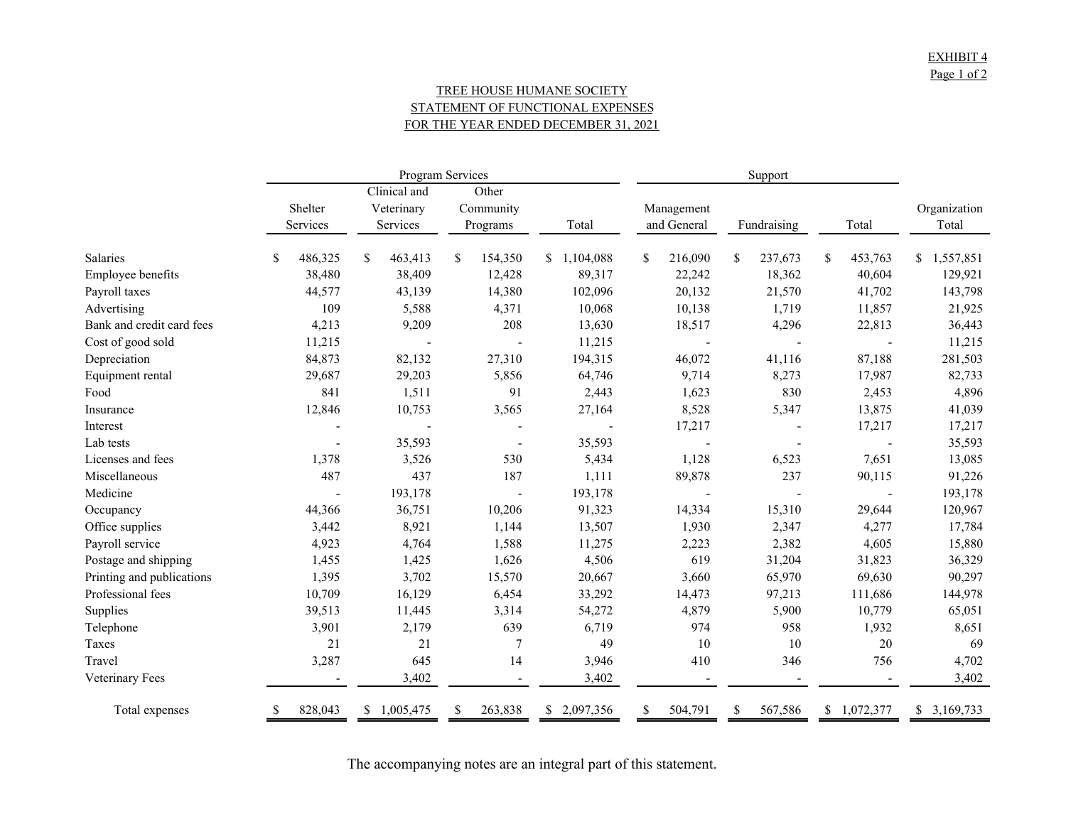EXHIBIT 4
Page 1 of 2

# TREE HOUSE HUMANE SOCIETY
## STATEMENT OF FUNCTIONAL EXPENSES
## FOR THE YEAR ENDED DECEMBER 31, 2021

| | Program Services | | | | Support | | | |
|---|---|---|---|---|---|---|---|---|
| | Shelter Services | Clinical and Veterinary Services | Other Community Programs | Total | Management and General | Fundraising | Total | Organization Total |
| Salaries | $ 486,325 | $ 463,413 | $ 154,350 | $ 1,104,088 | $ 216,090 | $ 237,673 | $ 453,763 | $ 1,557,851 |
| Employee benefits | 38,480 | 38,409 | 12,428 | 89,317 | 22,242 | 18,362 | 40,604 | 129,921 |
| Payroll taxes | 44,577 | 43,139 | 14,380 | 102,096 | 20,132 | 21,570 | 41,702 | 143,798 |
| Advertising | 109 | 5,588 | 4,371 | 10,068 | 10,138 | 1,719 | 11,857 | 21,925 |
| Bank and credit card fees | 4,213 | 9,209 | 208 | 13,630 | 18,517 | 4,296 | 22,813 | 36,443 |
| Cost of good sold | 11,215 | - | - | 11,215 | - | - | - | 11,215 |
| Depreciation | 84,873 | 82,132 | 27,310 | 194,315 | 46,072 | 41,116 | 87,188 | 281,503 |
| Equipment rental | 29,687 | 29,203 | 5,856 | 64,746 | 9,714 | 8,273 | 17,987 | 82,733 |
| Food | 841 | 1,511 | 91 | 2,443 | 1,623 | 830 | 2,453 | 4,896 |
| Insurance | 12,846 | 10,753 | 3,565 | 27,164 | 8,528 | 5,347 | 13,875 | 41,039 |
| Interest | - | - | - | - | 17,217 | - | 17,217 | 17,217 |
| Lab tests | - | 35,593 | - | 35,593 | - | - | - | 35,593 |
| Licenses and fees | 1,378 | 3,526 | 530 | 5,434 | 1,128 | 6,523 | 7,651 | 13,085 |
| Miscellaneous | 487 | 437 | 187 | 1,111 | 89,878 | 237 | 90,115 | 91,226 |
| Medicine | - | 193,178 | - | 193,178 | - | - | - | 193,178 |
| Occupancy | 44,366 | 36,751 | 10,206 | 91,323 | 14,334 | 15,310 | 29,644 | 120,967 |
| Office supplies | 3,442 | 8,921 | 1,144 | 13,507 | 1,930 | 2,347 | 4,277 | 17,784 |
| Payroll service | 4,923 | 4,764 | 1,588 | 11,275 | 2,223 | 2,382 | 4,605 | 15,880 |
| Postage and shipping | 1,455 | 1,425 | 1,626 | 4,506 | 619 | 31,204 | 31,823 | 36,329 |
| Printing and publications | 1,395 | 3,702 | 15,570 | 20,667 | 3,660 | 65,970 | 69,630 | 90,297 |
| Professional fees | 10,709 | 16,129 | 6,454 | 33,292 | 14,473 | 97,213 | 111,686 | 144,978 |
| Supplies | 39,513 | 11,445 | 3,314 | 54,272 | 4,879 | 5,900 | 10,779 | 65,051 |
| Telephone | 3,901 | 2,179 | 639 | 6,719 | 974 | 958 | 1,932 | 8,651 |
| Taxes | 21 | 21 | 7 | 49 | 10 | 10 | 20 | 69 |
| Travel | 3,287 | 645 | 14 | 3,946 | 410 | 346 | 756 | 4,702 |
| Veterinary Fees | - | 3,402 | - | 3,402 | - | - | - | 3,402 |
| Total expenses | $ 828,043 | $ 1,005,475 | $ 263,838 | $ 2,097,356 | $ 504,791 | $ 567,586 | $ 1,072,377 | $ 3,169,733 |

The accompanying notes are an integral part of this statement.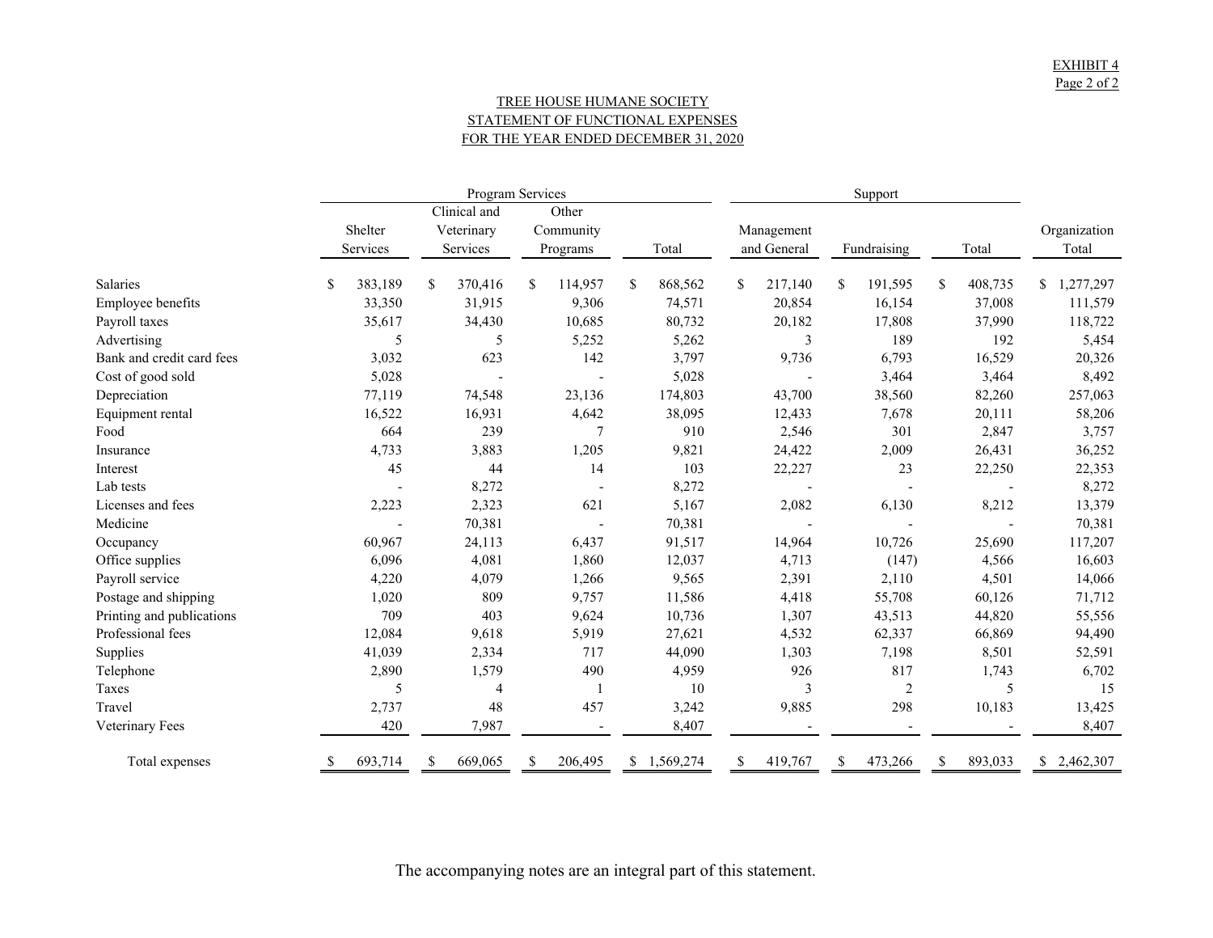EXHIBIT 4
Page 2 of 2

# TREE HOUSE HUMANE SOCIETY
## STATEMENT OF FUNCTIONAL EXPENSES
## FOR THE YEAR ENDED DECEMBER 31, 2020

| | Program Services | | | | Support | | | |
|---|---|---|---|---|---|---|---|---|
| | Shelter Services | Clinical and Veterinary Services | Other Community Programs | Total | Management and General | Fundraising | Total | Organization Total |
| Salaries | $ 383,189 | $ 370,416 | $ 114,957 | $ 868,562 | $ 217,140 | $ 191,595 | $ 408,735 | $ 1,277,297 |
| Employee benefits | 33,350 | 31,915 | 9,306 | 74,571 | 20,854 | 16,154 | 37,008 | 111,579 |
| Payroll taxes | 35,617 | 34,430 | 10,685 | 80,732 | 20,182 | 17,808 | 37,990 | 118,722 |
| Advertising | 5 | 5 | 5,252 | 5,262 | 3 | 189 | 192 | 5,454 |
| Bank and credit card fees | 3,032 | 623 | 142 | 3,797 | 9,736 | 6,793 | 16,529 | 20,326 |
| Cost of good sold | 5,028 | - | - | 5,028 | - | 3,464 | 3,464 | 8,492 |
| Depreciation | 77,119 | 74,548 | 23,136 | 174,803 | 43,700 | 38,560 | 82,260 | 257,063 |
| Equipment rental | 16,522 | 16,931 | 4,642 | 38,095 | 12,433 | 7,678 | 20,111 | 58,206 |
| Food | 664 | 239 | 7 | 910 | 2,546 | 301 | 2,847 | 3,757 |
| Insurance | 4,733 | 3,883 | 1,205 | 9,821 | 24,422 | 2,009 | 26,431 | 36,252 |
| Interest | 45 | 44 | 14 | 103 | 22,227 | 23 | 22,250 | 22,353 |
| Lab tests | - | 8,272 | - | 8,272 | - | - | - | 8,272 |
| Licenses and fees | 2,223 | 2,323 | 621 | 5,167 | 2,082 | 6,130 | 8,212 | 13,379 |
| Medicine | - | 70,381 | - | 70,381 | - | - | - | 70,381 |
| Occupancy | 60,967 | 24,113 | 6,437 | 91,517 | 14,964 | 10,726 | 25,690 | 117,207 |
| Office supplies | 6,096 | 4,081 | 1,860 | 12,037 | 4,713 | (147) | 4,566 | 16,603 |
| Payroll service | 4,220 | 4,079 | 1,266 | 9,565 | 2,391 | 2,110 | 4,501 | 14,066 |
| Postage and shipping | 1,020 | 809 | 9,757 | 11,586 | 4,418 | 55,708 | 60,126 | 71,712 |
| Printing and publications | 709 | 403 | 9,624 | 10,736 | 1,307 | 43,513 | 44,820 | 55,556 |
| Professional fees | 12,084 | 9,618 | 5,919 | 27,621 | 4,532 | 62,337 | 66,869 | 94,490 |
| Supplies | 41,039 | 2,334 | 717 | 44,090 | 1,303 | 7,198 | 8,501 | 52,591 |
| Telephone | 2,890 | 1,579 | 490 | 4,959 | 926 | 817 | 1,743 | 6,702 |
| Taxes | 5 | 4 | 1 | 10 | 3 | 2 | 5 | 15 |
| Travel | 2,737 | 48 | 457 | 3,242 | 9,885 | 298 | 10,183 | 13,425 |
| Veterinary Fees | 420 | 7,987 | - | 8,407 | - | - | - | 8,407 |
| Total expenses | $ 693,714 | $ 669,065 | $ 206,495 | $ 1,569,274 | $ 419,767 | $ 473,266 | $ 893,033 | $ 2,462,307 |

The accompanying notes are an integral part of this statement.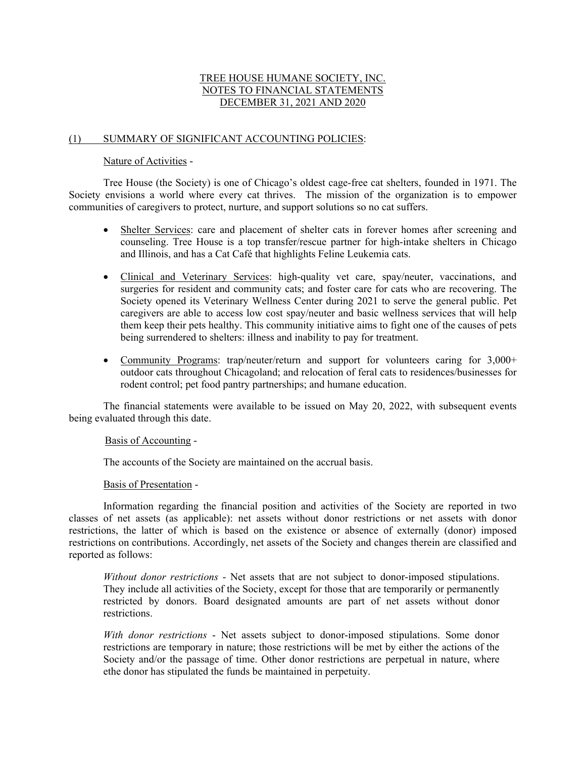# TREE HOUSE HUMANE SOCIETY, INC.
# NOTES TO FINANCIAL STATEMENTS
# DECEMBER 31, 2021 AND 2020

## (1) SUMMARY OF SIGNIFICANT ACCOUNTING POLICIES:

### Nature of Activities -

Tree House (the Society) is one of Chicago's oldest cage-free cat shelters, founded in 1971. The Society envisions a world where every cat thrives. The mission of the organization is to empower communities of caregivers to protect, nurture, and support solutions so no cat suffers.

- Shelter Services: care and placement of shelter cats in forever homes after screening and counseling. Tree House is a top transfer/rescue partner for high-intake shelters in Chicago and Illinois, and has a Cat Café that highlights Feline Leukemia cats.
- Clinical and Veterinary Services: high-quality vet care, spay/neuter, vaccinations, and surgeries for resident and community cats; and foster care for cats who are recovering. The Society opened its Veterinary Wellness Center during 2021 to serve the general public. Pet caregivers are able to access low cost spay/neuter and basic wellness services that will help them keep their pets healthy. This community initiative aims to fight one of the causes of pets being surrendered to shelters: illness and inability to pay for treatment.
- Community Programs: trap/neuter/return and support for volunteers caring for 3,000+ outdoor cats throughout Chicagoland; and relocation of feral cats to residences/businesses for rodent control; pet food pantry partnerships; and humane education.

The financial statements were available to be issued on May 20, 2022, with subsequent events being evaluated through this date.

### Basis of Accounting -

The accounts of the Society are maintained on the accrual basis.

### Basis of Presentation -

Information regarding the financial position and activities of the Society are reported in two classes of net assets (as applicable): net assets without donor restrictions or net assets with donor restrictions, the latter of which is based on the existence or absence of externally (donor) imposed restrictions on contributions. Accordingly, net assets of the Society and changes therein are classified and reported as follows:

*Without donor restrictions* - Net assets that are not subject to donor-imposed stipulations. They include all activities of the Society, except for those that are temporarily or permanently restricted by donors. Board designated amounts are part of net assets without donor restrictions.

*With donor restrictions* - Net assets subject to donor-imposed stipulations. Some donor restrictions are temporary in nature; those restrictions will be met by either the actions of the Society and/or the passage of time. Other donor restrictions are perpetual in nature, where ethe donor has stipulated the funds be maintained in perpetuity.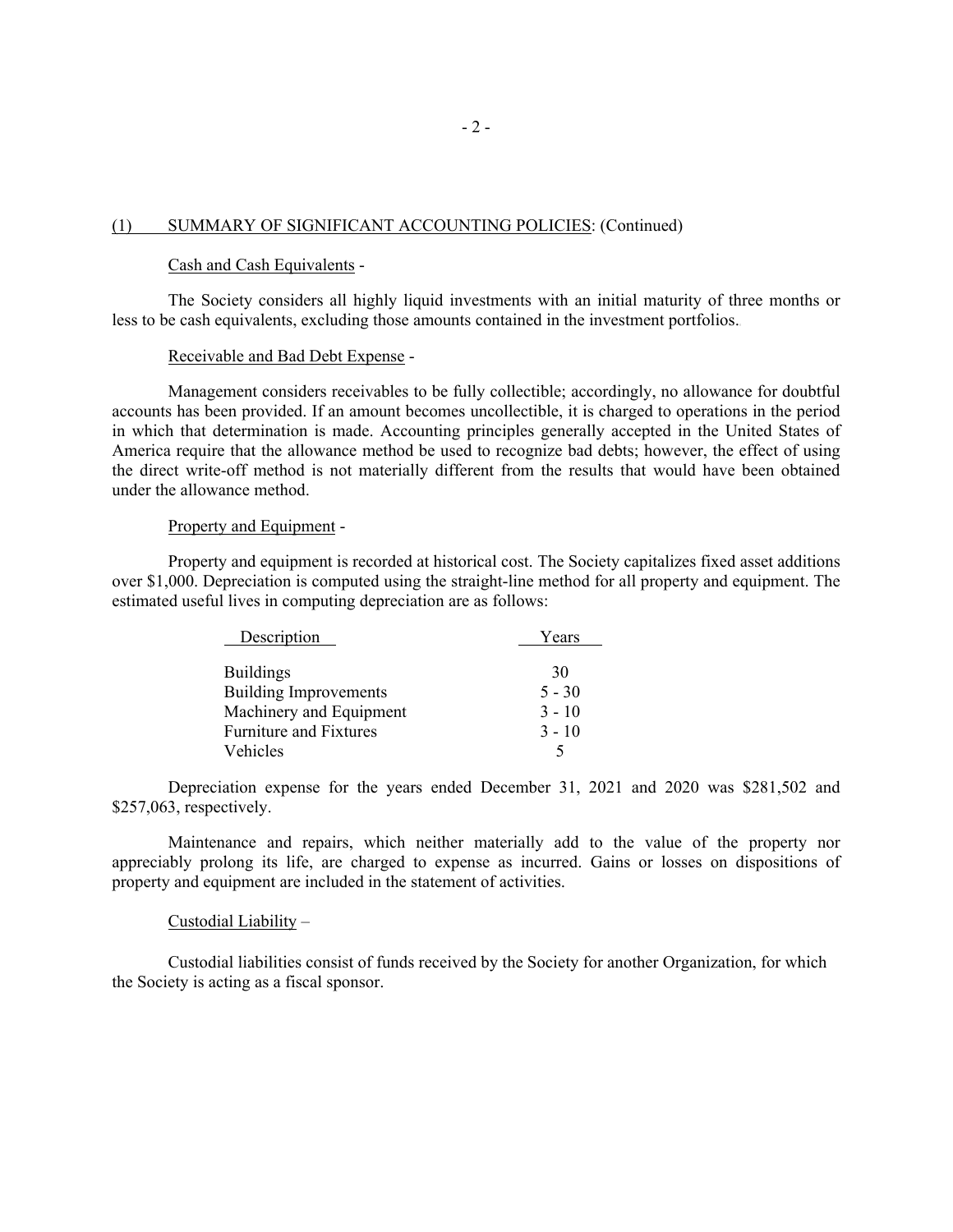## (1) SUMMARY OF SIGNIFICANT ACCOUNTING POLICIES: (Continued)

### Cash and Cash Equivalents -

The Society considers all highly liquid investments with an initial maturity of three months or less to be cash equivalents, excluding those amounts contained in the investment portfolios.

### Receivable and Bad Debt Expense -

Management considers receivables to be fully collectible; accordingly, no allowance for doubtful accounts has been provided. If an amount becomes uncollectible, it is charged to operations in the period in which that determination is made. Accounting principles generally accepted in the United States of America require that the allowance method be used to recognize bad debts; however, the effect of using the direct write-off method is not materially different from the results that would have been obtained under the allowance method.

### Property and Equipment -

Property and equipment is recorded at historical cost. The Society capitalizes fixed asset additions over $1,000. Depreciation is computed using the straight-line method for all property and equipment. The estimated useful lives in computing depreciation are as follows:

| Description | Years |
|---|---|
| Buildings | 30 |
| Building Improvements | 5 - 30 |
| Machinery and Equipment | 3 - 10 |
| Furniture and Fixtures | 3 - 10 |
| Vehicles | 5 |

Depreciation expense for the years ended December 31, 2021 and 2020 was $281,502 and $257,063, respectively.

Maintenance and repairs, which neither materially add to the value of the property nor appreciably prolong its life, are charged to expense as incurred. Gains or losses on dispositions of property and equipment are included in the statement of activities.

### Custodial Liability –

Custodial liabilities consist of funds received by the Society for another Organization, for which the Society is acting as a fiscal sponsor.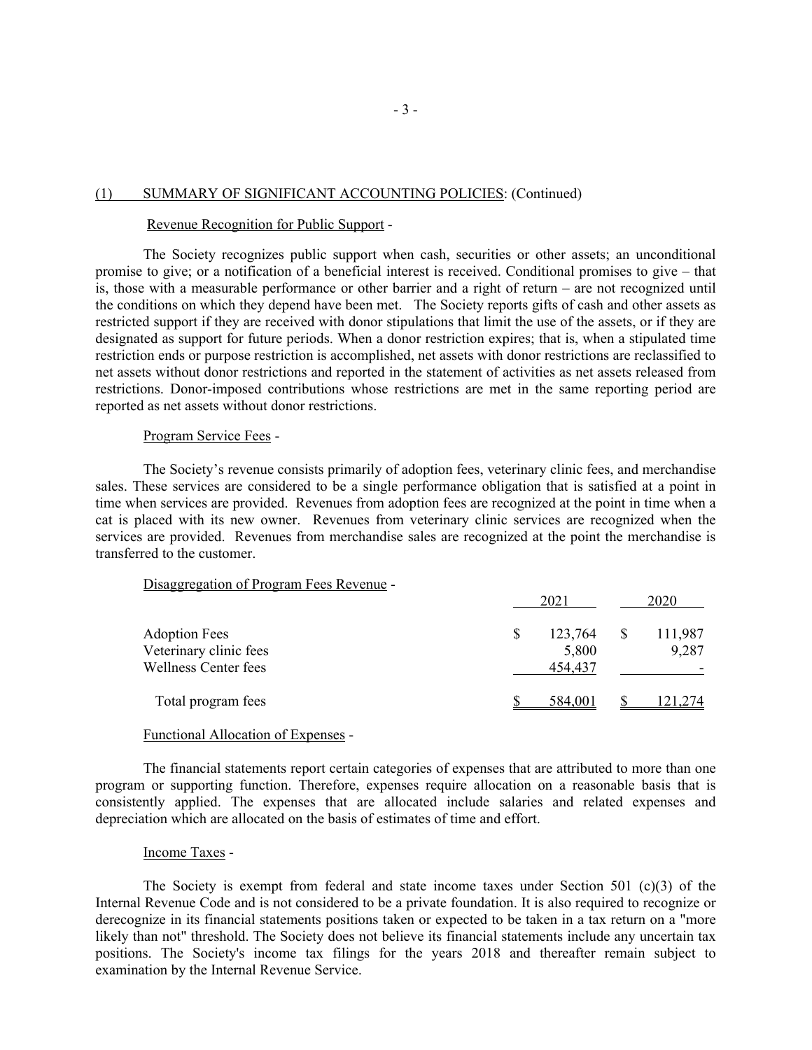## (1) SUMMARY OF SIGNIFICANT ACCOUNTING POLICIES: (Continued)

Revenue Recognition for Public Support -

The Society recognizes public support when cash, securities or other assets; an unconditional promise to give; or a notification of a beneficial interest is received. Conditional promises to give – that is, those with a measurable performance or other barrier and a right of return – are not recognized until the conditions on which they depend have been met. The Society reports gifts of cash and other assets as restricted support if they are received with donor stipulations that limit the use of the assets, or if they are designated as support for future periods. When a donor restriction expires; that is, when a stipulated time restriction ends or purpose restriction is accomplished, net assets with donor restrictions are reclassified to net assets without donor restrictions and reported in the statement of activities as net assets released from restrictions. Donor-imposed contributions whose restrictions are met in the same reporting period are reported as net assets without donor restrictions.

Program Service Fees -

The Society's revenue consists primarily of adoption fees, veterinary clinic fees, and merchandise sales. These services are considered to be a single performance obligation that is satisfied at a point in time when services are provided. Revenues from adoption fees are recognized at the point in time when a cat is placed with its new owner. Revenues from veterinary clinic services are recognized when the services are provided. Revenues from merchandise sales are recognized at the point the merchandise is transferred to the customer.

Disaggregation of Program Fees Revenue -

| | 2021 | 2020 |
|---|---|---|
| Adoption Fees | $ 123,764 | $ 111,987 |
| Veterinary clinic fees | 5,800 | 9,287 |
| Wellness Center fees | 454,437 | - |
| Total program fees | $ 584,001 | $ 121,274 |

Functional Allocation of Expenses -

The financial statements report certain categories of expenses that are attributed to more than one program or supporting function. Therefore, expenses require allocation on a reasonable basis that is consistently applied. The expenses that are allocated include salaries and related expenses and depreciation which are allocated on the basis of estimates of time and effort.

Income Taxes -

The Society is exempt from federal and state income taxes under Section 501 (c)(3) of the Internal Revenue Code and is not considered to be a private foundation. It is also required to recognize or derecognize in its financial statements positions taken or expected to be taken in a tax return on a "more likely than not" threshold. The Society does not believe its financial statements include any uncertain tax positions. The Society's income tax filings for the years 2018 and thereafter remain subject to examination by the Internal Revenue Service.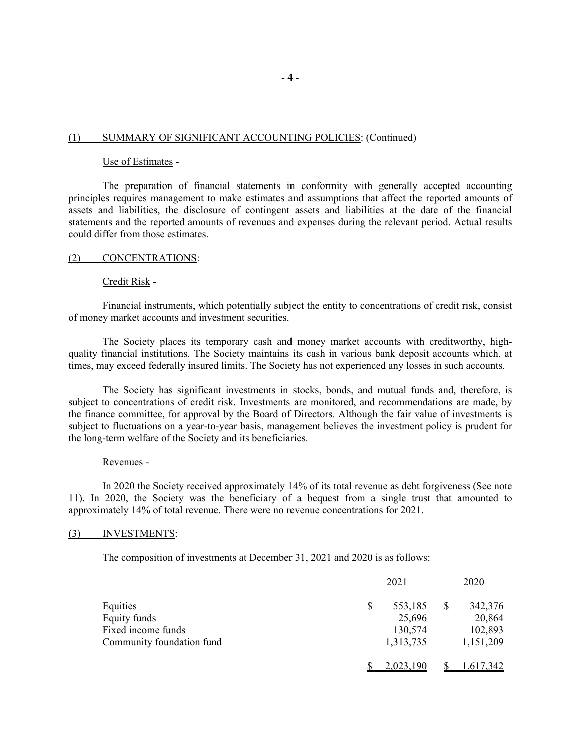## (1) SUMMARY OF SIGNIFICANT ACCOUNTING POLICIES: (Continued)

Use of Estimates -

The preparation of financial statements in conformity with generally accepted accounting principles requires management to make estimates and assumptions that affect the reported amounts of assets and liabilities, the disclosure of contingent assets and liabilities at the date of the financial statements and the reported amounts of revenues and expenses during the relevant period. Actual results could differ from those estimates.

## (2) CONCENTRATIONS:

Credit Risk -

Financial instruments, which potentially subject the entity to concentrations of credit risk, consist of money market accounts and investment securities.

The Society places its temporary cash and money market accounts with creditworthy, high-quality financial institutions. The Society maintains its cash in various bank deposit accounts which, at times, may exceed federally insured limits. The Society has not experienced any losses in such accounts.

The Society has significant investments in stocks, bonds, and mutual funds and, therefore, is subject to concentrations of credit risk. Investments are monitored, and recommendations are made, by the finance committee, for approval by the Board of Directors. Although the fair value of investments is subject to fluctuations on a year-to-year basis, management believes the investment policy is prudent for the long-term welfare of the Society and its beneficiaries.

Revenues -

In 2020 the Society received approximately 14% of its total revenue as debt forgiveness (See note 11). In 2020, the Society was the beneficiary of a bequest from a single trust that amounted to approximately 14% of total revenue. There were no revenue concentrations for 2021.

## (3) INVESTMENTS:

The composition of investments at December 31, 2021 and 2020 is as follows:

| | 2021 | 2020 |
|---|---|---|
| Equities | $ 553,185 | $ 342,376 |
| Equity funds | 25,696 | 20,864 |
| Fixed income funds | 130,574 | 102,893 |
| Community foundation fund | 1,313,735 | 1,151,209 |
| | $ 2,023,190 | $ 1,617,342 |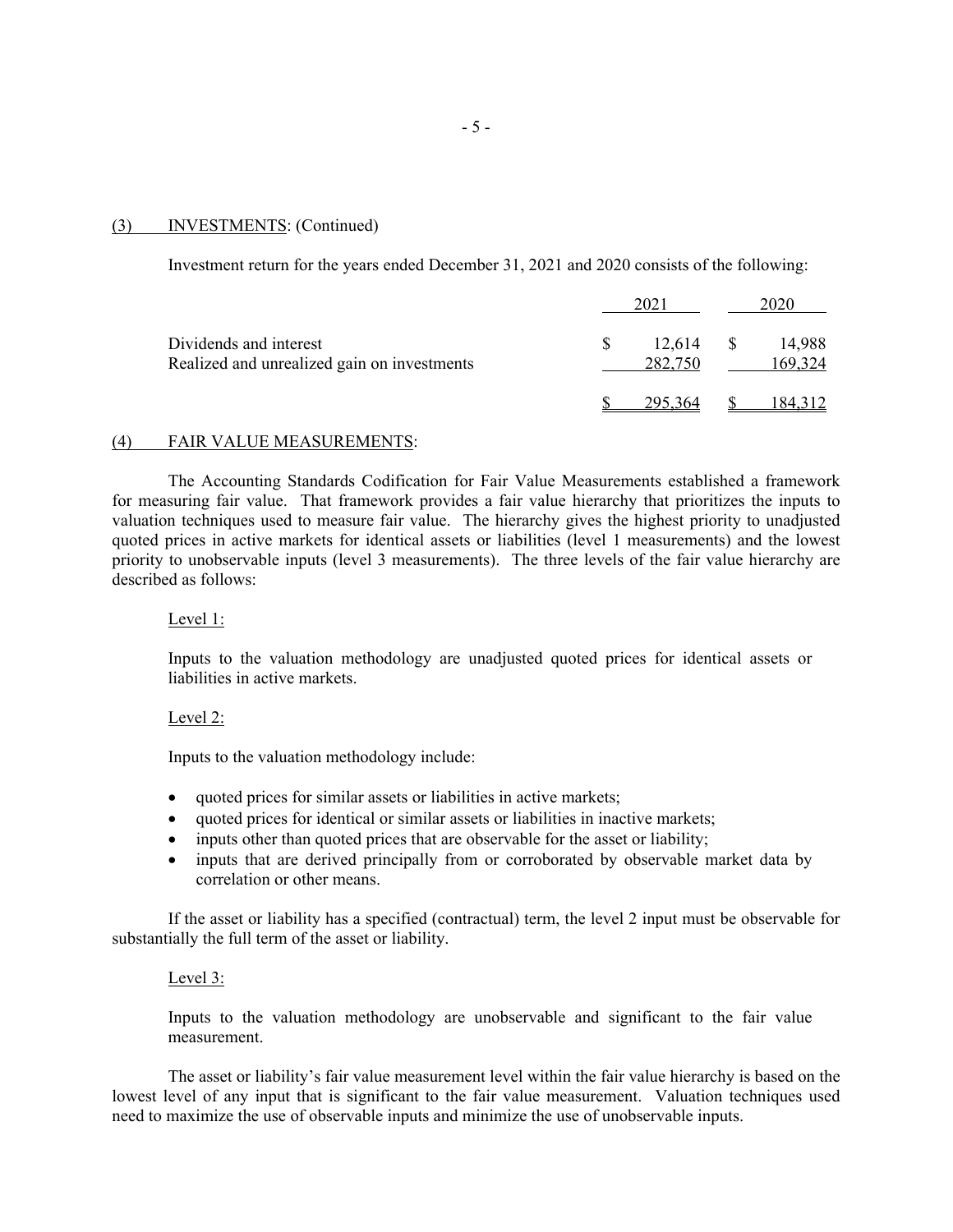## (3) INVESTMENTS: (Continued)

Investment return for the years ended December 31, 2021 and 2020 consists of the following:

| | 2021 | 2020 |
|---|---|---|
| Dividends and interest | $ 12,614 | $ 14,988 |
| Realized and unrealized gain on investments | 282,750 | 169,324 |
| | $ 295,364 | $ 184,312 |

## (4) FAIR VALUE MEASUREMENTS:

The Accounting Standards Codification for Fair Value Measurements established a framework for measuring fair value. That framework provides a fair value hierarchy that prioritizes the inputs to valuation techniques used to measure fair value. The hierarchy gives the highest priority to unadjusted quoted prices in active markets for identical assets or liabilities (level 1 measurements) and the lowest priority to unobservable inputs (level 3 measurements). The three levels of the fair value hierarchy are described as follows:

Level 1:

Inputs to the valuation methodology are unadjusted quoted prices for identical assets or liabilities in active markets.

Level 2:

Inputs to the valuation methodology include:

- quoted prices for similar assets or liabilities in active markets;
- quoted prices for identical or similar assets or liabilities in inactive markets;
- inputs other than quoted prices that are observable for the asset or liability;
- inputs that are derived principally from or corroborated by observable market data by correlation or other means.

If the asset or liability has a specified (contractual) term, the level 2 input must be observable for substantially the full term of the asset or liability.

Level 3:

Inputs to the valuation methodology are unobservable and significant to the fair value measurement.

The asset or liability's fair value measurement level within the fair value hierarchy is based on the lowest level of any input that is significant to the fair value measurement. Valuation techniques used need to maximize the use of observable inputs and minimize the use of unobservable inputs.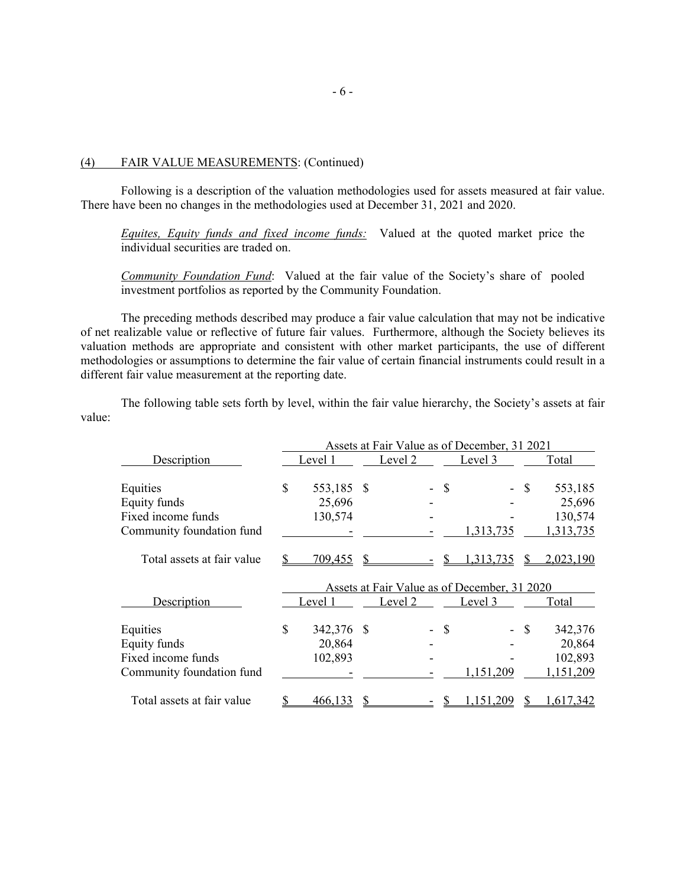## (4) FAIR VALUE MEASUREMENTS: (Continued)

Following is a description of the valuation methodologies used for assets measured at fair value. There have been no changes in the methodologies used at December 31, 2021 and 2020.

*Equites, Equity funds and fixed income funds:* Valued at the quoted market price the individual securities are traded on.

*Community Foundation Fund*: Valued at the fair value of the Society's share of pooled investment portfolios as reported by the Community Foundation.

The preceding methods described may produce a fair value calculation that may not be indicative of net realizable value or reflective of future fair values. Furthermore, although the Society believes its valuation methods are appropriate and consistent with other market participants, the use of different methodologies or assumptions to determine the fair value of certain financial instruments could result in a different fair value measurement at the reporting date.

The following table sets forth by level, within the fair value hierarchy, the Society's assets at fair value:

| | Assets at Fair Value as of December, 31 2021 | | | |
|---|---|---|---|---|
| Description | Level 1 | Level 2 | Level 3 | Total |
| Equities | $ 553,185 | $ - | $ - | $ 553,185 |
| Equity funds | 25,696 | - | - | 25,696 |
| Fixed income funds | 130,574 | - | - | 130,574 |
| Community foundation fund | - | - | 1,313,735 | 1,313,735 |
| Total assets at fair value | $ 709,455 | $ - | $ 1,313,735 | $ 2,023,190 |

| | Assets at Fair Value as of December, 31 2020 | | | |
|---|---|---|---|---|
| Description | Level 1 | Level 2 | Level 3 | Total |
| Equities | $ 342,376 | $ - | $ - | $ 342,376 |
| Equity funds | 20,864 | - | - | 20,864 |
| Fixed income funds | 102,893 | - | - | 102,893 |
| Community foundation fund | - | - | 1,151,209 | 1,151,209 |
| Total assets at fair value | $ 466,133 | $ - | $ 1,151,209 | $ 1,617,342 |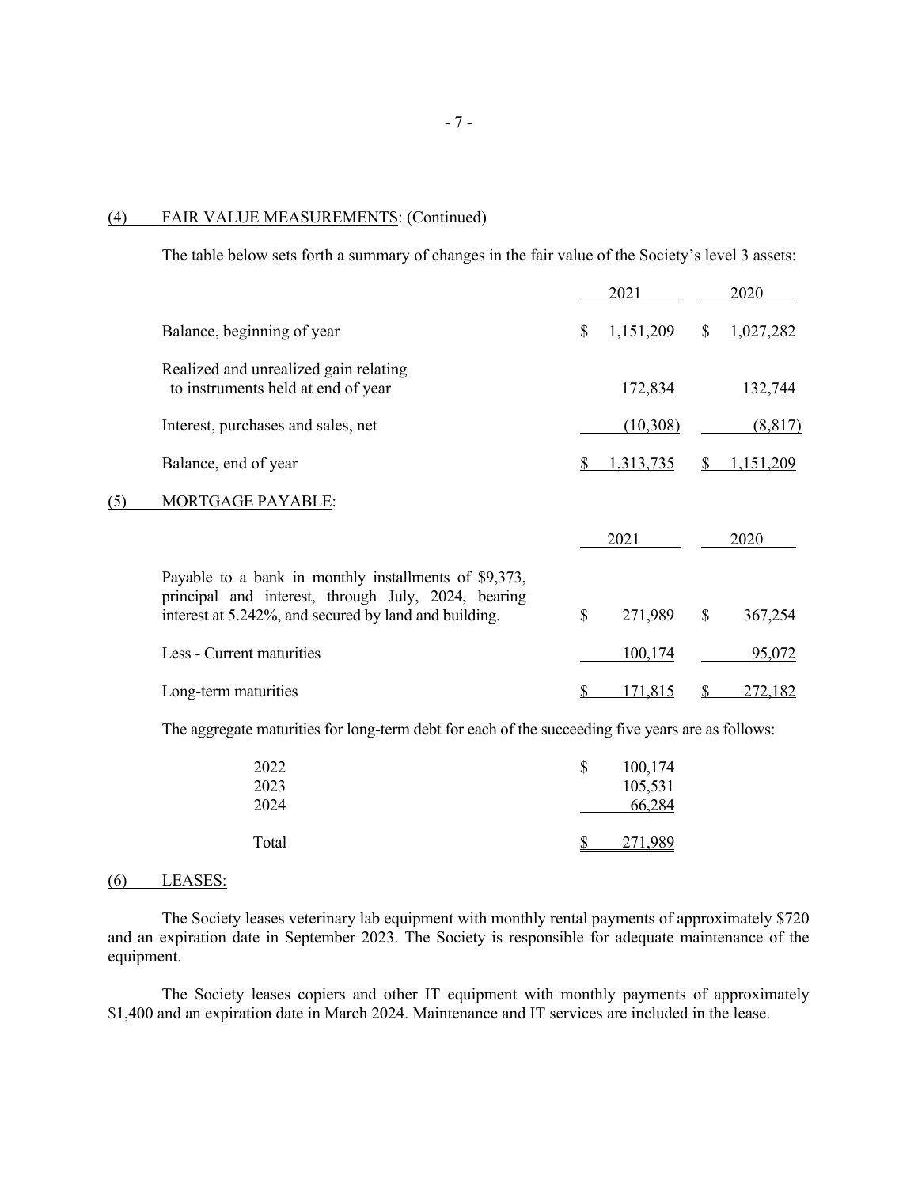## (4) FAIR VALUE MEASUREMENTS: (Continued)

The table below sets forth a summary of changes in the fair value of the Society's level 3 assets:

| | 2021 | 2020 |
|---|---|---|
| Balance, beginning of year | $ 1,151,209 | $ 1,027,282 |
| Realized and unrealized gain relating to instruments held at end of year | 172,834 | 132,744 |
| Interest, purchases and sales, net | (10,308) | (8,817) |
| Balance, end of year | $ 1,313,735 | $ 1,151,209 |

## (5) MORTGAGE PAYABLE:

| | 2021 | 2020 |
|---|---|---|
| Payable to a bank in monthly installments of $9,373, principal and interest, through July, 2024, bearing interest at 5.242%, and secured by land and building. | $ 271,989 | $ 367,254 |
| Less - Current maturities | 100,174 | 95,072 |
| Long-term maturities | $ 171,815 | $ 272,182 |

The aggregate maturities for long-term debt for each of the succeeding five years are as follows:

| | |
|---|---|
| 2022 | $ 100,174 |
| 2023 | 105,531 |
| 2024 | 66,284 |
| Total | $ 271,989 |

## (6) LEASES:

The Society leases veterinary lab equipment with monthly rental payments of approximately $720 and an expiration date in September 2023. The Society is responsible for adequate maintenance of the equipment.

The Society leases copiers and other IT equipment with monthly payments of approximately $1,400 and an expiration date in March 2024. Maintenance and IT services are included in the lease.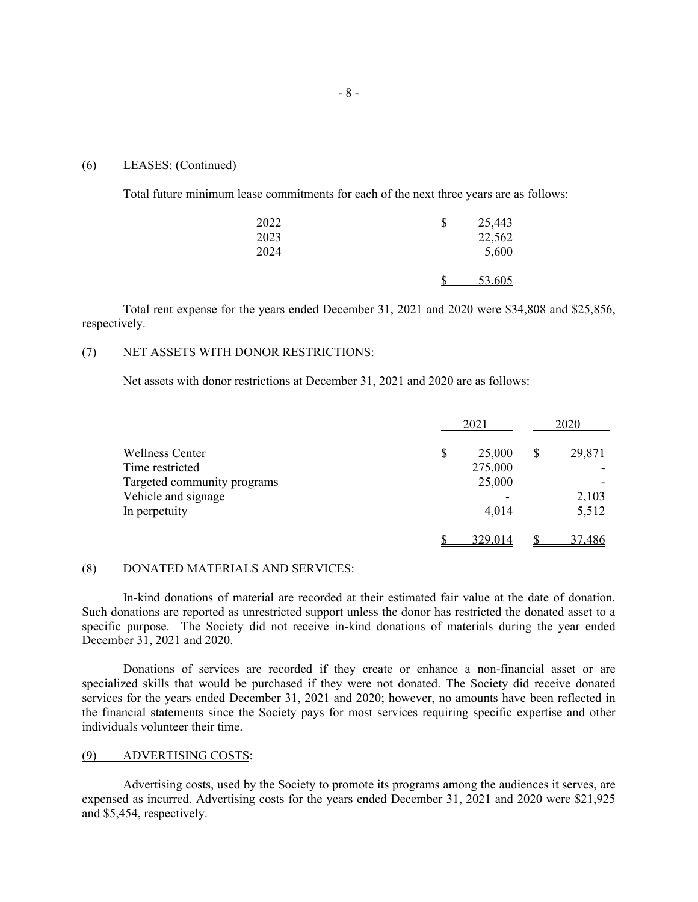(6) LEASES: (Continued)

Total future minimum lease commitments for each of the next three years are as follows:

| | |
|---|---|
| 2022 | $ 25,443 |
| 2023 | 22,562 |
| 2024 | 5,600 |
| | $ 53,605 |

Total rent expense for the years ended December 31, 2021 and 2020 were $34,808 and $25,856, respectively.

(7) NET ASSETS WITH DONOR RESTRICTIONS:

Net assets with donor restrictions at December 31, 2021 and 2020 are as follows:

| | 2021 | 2020 |
|---|---|---|
| Wellness Center | $ 25,000 | $ 29,871 |
| Time restricted | 275,000 | - |
| Targeted community programs | 25,000 | - |
| Vehicle and signage | - | 2,103 |
| In perpetuity | 4,014 | 5,512 |
| | $ 329,014 | $ 37,486 |

(8) DONATED MATERIALS AND SERVICES:

In-kind donations of material are recorded at their estimated fair value at the date of donation. Such donations are reported as unrestricted support unless the donor has restricted the donated asset to a specific purpose. The Society did not receive in-kind donations of materials during the year ended December 31, 2021 and 2020.

Donations of services are recorded if they create or enhance a non-financial asset or are specialized skills that would be purchased if they were not donated. The Society did receive donated services for the years ended December 31, 2021 and 2020; however, no amounts have been reflected in the financial statements since the Society pays for most services requiring specific expertise and other individuals volunteer their time.

(9) ADVERTISING COSTS:

Advertising costs, used by the Society to promote its programs among the audiences it serves, are expensed as incurred. Advertising costs for the years ended December 31, 2021 and 2020 were $21,925 and $5,454, respectively.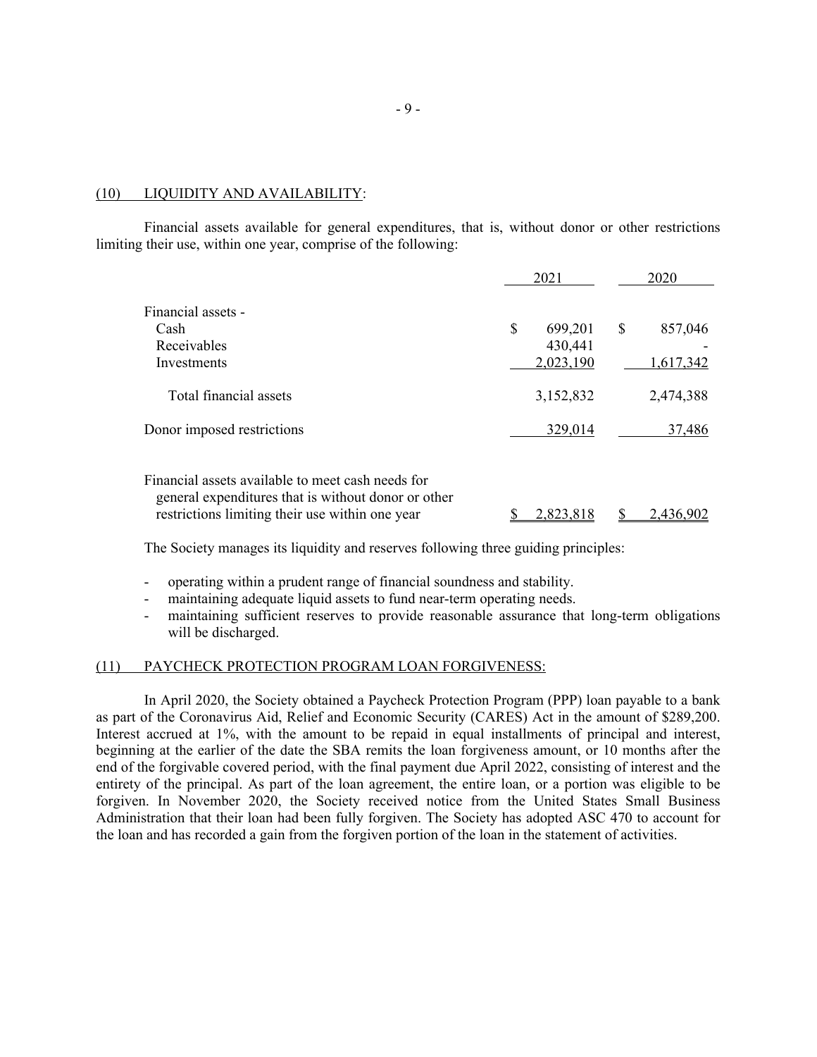## (10) LIQUIDITY AND AVAILABILITY:

Financial assets available for general expenditures, that is, without donor or other restrictions limiting their use, within one year, comprise of the following:

| | 2021 | 2020 |
|---|---|---|
| Financial assets - | | |
| Cash | $ 699,201 | $ 857,046 |
| Receivables | 430,441 | - |
| Investments | 2,023,190 | 1,617,342 |
| Total financial assets | 3,152,832 | 2,474,388 |
| Donor imposed restrictions | 329,014 | 37,486 |
| Financial assets available to meet cash needs for general expenditures that is without donor or other restrictions limiting their use within one year | $ 2,823,818 | $ 2,436,902 |

The Society manages its liquidity and reserves following three guiding principles:

- operating within a prudent range of financial soundness and stability.
- maintaining adequate liquid assets to fund near-term operating needs.
- maintaining sufficient reserves to provide reasonable assurance that long-term obligations will be discharged.

## (11) PAYCHECK PROTECTION PROGRAM LOAN FORGIVENESS:

In April 2020, the Society obtained a Paycheck Protection Program (PPP) loan payable to a bank as part of the Coronavirus Aid, Relief and Economic Security (CARES) Act in the amount of $289,200. Interest accrued at 1%, with the amount to be repaid in equal installments of principal and interest, beginning at the earlier of the date the SBA remits the loan forgiveness amount, or 10 months after the end of the forgivable covered period, with the final payment due April 2022, consisting of interest and the entirety of the principal. As part of the loan agreement, the entire loan, or a portion was eligible to be forgiven. In November 2020, the Society received notice from the United States Small Business Administration that their loan had been fully forgiven. The Society has adopted ASC 470 to account for the loan and has recorded a gain from the forgiven portion of the loan in the statement of activities.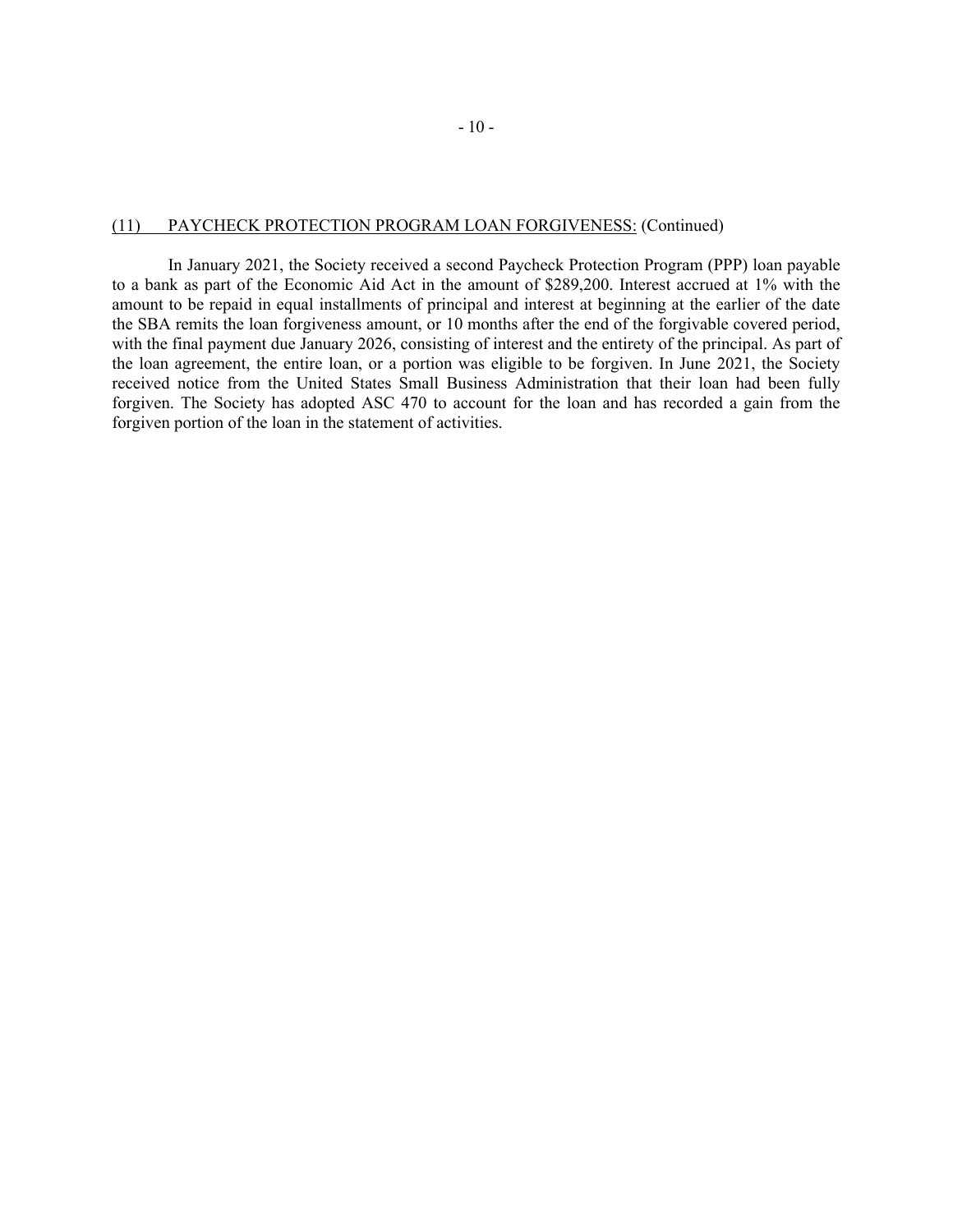## (11) PAYCHECK PROTECTION PROGRAM LOAN FORGIVENESS: (Continued)

In January 2021, the Society received a second Paycheck Protection Program (PPP) loan payable to a bank as part of the Economic Aid Act in the amount of $289,200. Interest accrued at 1% with the amount to be repaid in equal installments of principal and interest at beginning at the earlier of the date the SBA remits the loan forgiveness amount, or 10 months after the end of the forgivable covered period, with the final payment due January 2026, consisting of interest and the entirety of the principal. As part of the loan agreement, the entire loan, or a portion was eligible to be forgiven. In June 2021, the Society received notice from the United States Small Business Administration that their loan had been fully forgiven. The Society has adopted ASC 470 to account for the loan and has recorded a gain from the forgiven portion of the loan in the statement of activities.